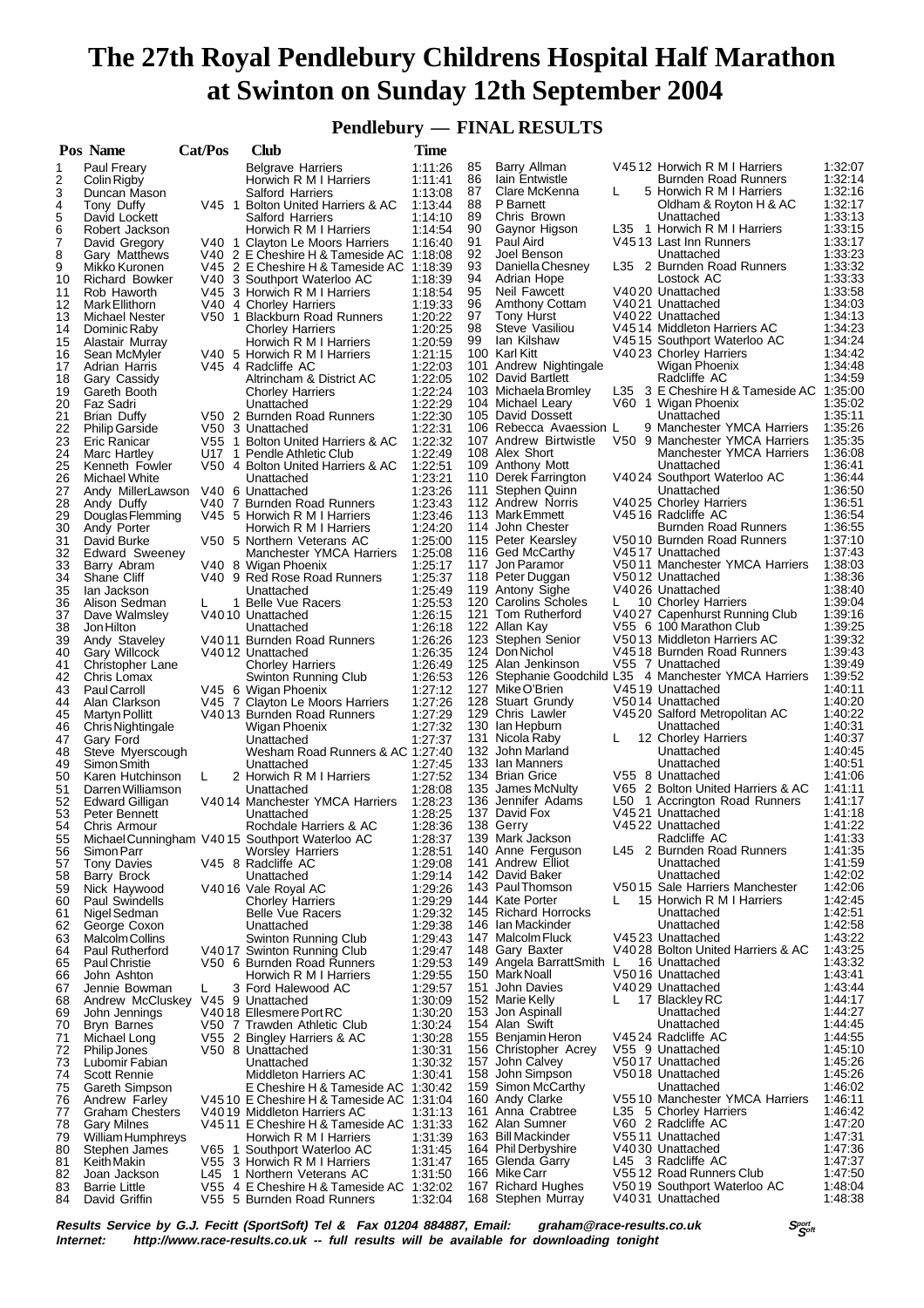# The 27th Royal Pendlebury Childrens Hospital Half Marathon at Swinton on Sunday 12th September 2004

## Pendlebury — FINAL RESULTS

| Pos | Name | Cat/Pos | Club | Time |
|---|---|---|---|---|
| 1 | Paul Freary | | Belgrave Harriers | 1:11:26 |
| 2 | Colin Rigby | | Horwich R M I Harriers | 1:11:41 |
| 3 | Duncan Mason | | Salford Harriers | 1:13:08 |
| 4 | Tony Duffy | V45 1 | Bolton United Harriers & AC | 1:13:44 |
| 5 | David Lockett | | Salford Harriers | 1:14:10 |
| 6 | Robert Jackson | | Horwich R M I Harriers | 1:14:54 |
| 7 | David Gregory | V40 1 | Clayton Le Moors Harriers | 1:16:40 |
| 8 | Gary Matthews | V40 2 | E Cheshire H & Tameside AC | 1:18:08 |
| 9 | Mikko Kuronen | V45 2 | E Cheshire H & Tameside AC | 1:18:39 |
| 10 | Richard Bowker | V40 3 | Southport Waterloo AC | 1:18:39 |
| 11 | Rob Haworth | V45 3 | Horwich R M I Harriers | 1:18:54 |
| 12 | Mark Ellithorn | V40 4 | Chorley Harriers | 1:19:33 |
| 13 | Michael Nester | V50 1 | Blackburn Road Runners | 1:20:22 |
| 14 | Dominic Raby | | Chorley Harriers | 1:20:25 |
| 15 | Alastair Murray | | Horwich R M I Harriers | 1:20:59 |
| 16 | Sean McMyler | V40 5 | Horwich R M I Harriers | 1:21:15 |
| 17 | Adrian Harris | V45 4 | Radcliffe AC | 1:22:03 |
| 18 | Gary Cassidy | | Altrincham & District AC | 1:22:05 |
| 19 | Gareth Booth | | Chorley Harriers | 1:22:24 |
| 20 | Faz Sadri | | Unattached | 1:22:29 |
| 21 | Brian Duffy | V50 2 | Burnden Road Runners | 1:22:30 |
| 22 | Philip Garside | V50 3 | Unattached | 1:22:31 |
| 23 | Eric Ranicar | V55 1 | Bolton United Harriers & AC | 1:22:32 |
| 24 | Marc Hartley | U17 1 | Pendle Athletic Club | 1:22:49 |
| 25 | Kenneth Fowler | V50 4 | Bolton United Harriers & AC | 1:22:51 |
| 26 | Michael White | | Unattached | 1:23:21 |
| 27 | Andy MillerLawson | V40 6 | Unattached | 1:23:26 |
| 28 | Andy Duffy | V40 7 | Burnden Road Runners | 1:23:43 |
| 29 | Douglas Flemming | V45 5 | Horwich R M I Harriers | 1:23:46 |
| 30 | Andy Porter | | Horwich R M I Harriers | 1:24:20 |
| 31 | David Burke | V50 5 | Northern Veterans AC | 1:25:00 |
| 32 | Edward Sweeney | | Manchester YMCA Harriers | 1:25:08 |
| 33 | Barry Abram | V40 8 | Wigan Phoenix | 1:25:17 |
| 34 | Shane Cliff | V40 9 | Red Rose Road Runners | 1:25:37 |
| 35 | Ian Jackson | | Unattached | 1:25:49 |
| 36 | Alison Sedman | L 1 | Belle Vue Racers | 1:25:53 |
| 37 | Dave Walmsley | V40 10 | Unattached | 1:26:15 |
| 38 | Jon Hilton | | Unattached | 1:26:18 |
| 39 | Andy Staveley | V40 11 | Burnden Road Runners | 1:26:26 |
| 40 | Gary Willcock | V40 12 | Unattached | 1:26:35 |
| 41 | Christopher Lane | | Chorley Harriers | 1:26:49 |
| 42 | Chris Lomax | | Swinton Running Club | 1:26:53 |
| 43 | Paul Carroll | V45 6 | Wigan Phoenix | 1:27:12 |
| 44 | Alan Clarkson | V45 7 | Clayton Le Moors Harriers | 1:27:26 |
| 45 | Martyn Pollitt | V40 13 | Burnden Road Runners | 1:27:29 |
| 46 | Chris Nightingale | | Wigan Phoenix | 1:27:32 |
| 47 | Gary Ford | | Unattached | 1:27:37 |
| 48 | Steve Myerscough | | Wesham Road Runners & AC | 1:27:40 |
| 49 | Simon Smith | | Unattached | 1:27:45 |
| 50 | Karen Hutchinson | L 2 | Horwich R M I Harriers | 1:27:52 |
| 51 | Darren Williamson | | Unattached | 1:28:08 |
| 52 | Edward Gilligan | V40 14 | Manchester YMCA Harriers | 1:28:23 |
| 53 | Peter Bennett | | Unattached | 1:28:25 |
| 54 | Chris Armour | | Rochdale Harriers & AC | 1:28:36 |
| 55 | Michael Cunningham | V40 15 | Southport Waterloo AC | 1:28:37 |
| 56 | Simon Parr | | Worsley Harriers | 1:28:51 |
| 57 | Tony Davies | V45 8 | Radcliffe AC | 1:29:08 |
| 58 | Barry Brock | | Unattached | 1:29:14 |
| 59 | Nick Haywood | V40 16 | Vale Royal AC | 1:29:26 |
| 60 | Paul Swindells | | Chorley Harriers | 1:29:29 |
| 61 | Nigel Sedman | | Belle Vue Racers | 1:29:32 |
| 62 | George Coxon | | Unattached | 1:29:38 |
| 63 | Malcolm Collins | | Swinton Running Club | 1:29:43 |
| 64 | Paul Rutherford | V40 17 | Swinton Running Club | 1:29:47 |
| 65 | Paul Christie | V50 6 | Burnden Road Runners | 1:29:53 |
| 66 | John Ashton | | Horwich R M I Harriers | 1:29:55 |
| 67 | Jennie Bowman | L 3 | Ford Halewood AC | 1:29:57 |
| 68 | Andrew McCluskey | V45 9 | Unattached | 1:30:09 |
| 69 | John Jennings | V40 18 | Ellesmere Port RC | 1:30:20 |
| 70 | Bryn Barnes | V50 7 | Trawden Athletic Club | 1:30:24 |
| 71 | Michael Long | V55 2 | Bingley Harriers & AC | 1:30:28 |
| 72 | Philip Jones | V50 8 | Unattached | 1:30:31 |
| 73 | Lubomir Fabian | | Unattached | 1:30:32 |
| 74 | Scott Rennie | | Middleton Harriers AC | 1:30:41 |
| 75 | Gareth Simpson | | E Cheshire H & Tameside AC | 1:30:42 |
| 76 | Andrew Farley | V45 10 | E Cheshire H & Tameside AC | 1:31:04 |
| 77 | Graham Chesters | V40 19 | Middleton Harriers AC | 1:31:13 |
| 78 | Gary Milnes | V45 11 | E Cheshire H & Tameside AC | 1:31:33 |
| 79 | William Humphreys | | Horwich R M I Harriers | 1:31:39 |
| 80 | Stephen James | V65 1 | Southport Waterloo AC | 1:31:45 |
| 81 | Keith Makin | V55 3 | Horwich R M I Harriers | 1:31:47 |
| 82 | Joan Jackson | L45 1 | Northern Veterans AC | 1:31:50 |
| 83 | Barrie Little | V55 4 | E Cheshire H & Tameside AC | 1:32:02 |
| 84 | David Griffin | V55 5 | Burnden Road Runners | 1:32:04 |
| 85 | Barry Allman | V45 12 | Horwich R M I Harriers | 1:32:07 |
| 86 | Iain Entwistle | | Burnden Road Runners | 1:32:14 |
| 87 | Clare McKenna | L 5 | Horwich R M I Harriers | 1:32:16 |
| 88 | P Barnett | | Oldham & Royton H & AC | 1:32:17 |
| 89 | Chris Brown | | Unattached | 1:33:13 |
| 90 | Gaynor Higson | L35 1 | Horwich R M I Harriers | 1:33:15 |
| 91 | Paul Aird | V45 13 | Last Inn Runners | 1:33:17 |
| 92 | Joel Benson | | Unattached | 1:33:23 |
| 93 | Daniella Chesney | L35 2 | Burnden Road Runners | 1:33:32 |
| 94 | Adrian Hope | | Lostock AC | 1:33:33 |
| 95 | Neil Fawcett | V40 20 | Unattached | 1:33:58 |
| 96 | Amthony Cottam | V40 21 | Unattached | 1:34:03 |
| 97 | Tony Hurst | V40 22 | Unattached | 1:34:13 |
| 98 | Steve Vasiliou | V45 14 | Middleton Harriers AC | 1:34:23 |
| 99 | Ian Kilshaw | V45 15 | Southport Waterloo AC | 1:34:24 |
| 100 | Karl Kitt | V40 23 | Chorley Harriers | 1:34:42 |
| 101 | Andrew Nightingale | | Wigan Phoenix | 1:34:48 |
| 102 | David Bartlett | | Radcliffe AC | 1:34:59 |
| 103 | Michaela Bromley | L35 3 | E Cheshire H & Tameside AC | 1:35:00 |
| 104 | Michael Leary | V60 1 | Wigan Phoenix | 1:35:02 |
| 105 | David Dossett | | Unattached | 1:35:11 |
| 106 | Rebecca Avaession | L 9 | Manchester YMCA Harriers | 1:35:26 |
| 107 | Andrew Birtwistle | V50 9 | Manchester YMCA Harriers | 1:35:35 |
| 108 | Alex Short | | Manchester YMCA Harriers | 1:36:08 |
| 109 | Anthony Mott | | Unattached | 1:36:41 |
| 110 | Derek Farrington | V40 24 | Southport Waterloo AC | 1:36:44 |
| 111 | Stephen Quinn | | Unattached | 1:36:50 |
| 112 | Andrew Norris | V40 25 | Chorley Harriers | 1:36:51 |
| 113 | Mark Emmett | V45 16 | Radcliffe AC | 1:36:54 |
| 114 | John Chester | | Burnden Road Runners | 1:36:55 |
| 115 | Peter Kearsley | V50 10 | Burnden Road Runners | 1:37:10 |
| 116 | Ged McCarthy | V45 17 | Unattached | 1:37:43 |
| 117 | Jon Paramor | V50 11 | Manchester YMCA Harriers | 1:38:03 |
| 118 | Peter Duggan | V50 12 | Unattached | 1:38:36 |
| 119 | Antony Sighe | V40 26 | Unattached | 1:38:40 |
| 120 | Carolins Scholes | L 10 | Chorley Harriers | 1:39:04 |
| 121 | Tom Rutherford | V40 27 | Capenhurst Running Club | 1:39:16 |
| 122 | Allan Kay | V55 6 | 100 Marathon Club | 1:39:25 |
| 123 | Stephen Senior | V50 13 | Middleton Harriers AC | 1:39:32 |
| 124 | Don Nichol | V45 18 | Burnden Road Runners | 1:39:43 |
| 125 | Alan Jenkinson | V55 7 | Unattached | 1:39:49 |
| 126 | Stephanie Goodchild | L35 4 | Manchester YMCA Harriers | 1:39:52 |
| 127 | Mike O'Brien | V45 19 | Unattached | 1:40:11 |
| 128 | Stuart Grundy | V50 14 | Unattached | 1:40:20 |
| 129 | Chris Lawler | V45 20 | Salford Metropolitan AC | 1:40:22 |
| 130 | Ian Hepburn | | Unattached | 1:40:31 |
| 131 | Nicola Raby | L 12 | Chorley Harriers | 1:40:37 |
| 132 | John Marland | | Unattached | 1:40:45 |
| 133 | Ian Manners | | Unattached | 1:40:51 |
| 134 | Brian Grice | V55 8 | Unattached | 1:41:06 |
| 135 | James McNulty | V65 2 | Bolton United Harriers & AC | 1:41:11 |
| 136 | Jennifer Adams | L50 1 | Accrington Road Runners | 1:41:17 |
| 137 | David Fox | V45 21 | Unattached | 1:41:18 |
| 138 | Gerry | V45 22 | Unattached | 1:41:22 |
| 139 | Mark Jackson | | Radcliffe AC | 1:41:33 |
| 140 | Anne Ferguson | L45 2 | Burnden Road Runners | 1:41:35 |
| 141 | Andrew Elliot | | Unattached | 1:41:59 |
| 142 | David Baker | | Unattached | 1:42:02 |
| 143 | Paul Thomson | V50 15 | Sale Harriers Manchester | 1:42:06 |
| 144 | Kate Porter | L 15 | Horwich R M I Harriers | 1:42:45 |
| 145 | Richard Horrocks | | Unattached | 1:42:51 |
| 146 | Ian Mackinder | | Unattached | 1:42:58 |
| 147 | Malcolm Fluck | V45 23 | Unattached | 1:43:22 |
| 148 | Gary Baxter | V40 28 | Bolton United Harriers & AC | 1:43:25 |
| 149 | Angela BarrattSmith | L 16 | Unattached | 1:43:32 |
| 150 | Mark Noall | V50 16 | Unattached | 1:43:41 |
| 151 | John Davies | V40 29 | Unattached | 1:43:44 |
| 152 | Marie Kelly | L 17 | Blackley RC | 1:44:17 |
| 153 | Jon Aspinall | | Unattached | 1:44:27 |
| 154 | Alan Swift | | Unattached | 1:44:45 |
| 155 | Benjamin Heron | V45 24 | Radcliffe AC | 1:44:55 |
| 156 | Christopher Acrey | V55 9 | Unattached | 1:45:10 |
| 157 | John Calvey | V50 17 | Unattached | 1:45:26 |
| 158 | John Simpson | V50 18 | Unattached | 1:45:26 |
| 159 | Simon McCarthy | | Unattached | 1:46:02 |
| 160 | Andy Clarke | V55 10 | Manchester YMCA Harriers | 1:46:11 |
| 161 | Anna Crabtree | L35 5 | Chorley Harriers | 1:46:42 |
| 162 | Alan Sumner | V60 2 | Radcliffe AC | 1:47:20 |
| 163 | Bill Mackinder | V55 11 | Unattached | 1:47:31 |
| 164 | Phil Derbyshire | V40 30 | Unattached | 1:47:36 |
| 165 | Glenda Garry | L45 3 | Radcliffe AC | 1:47:37 |
| 166 | Mike Carr | V55 12 | Road Runners Club | 1:47:50 |
| 167 | Richard Hughes | V50 19 | Southport Waterloo AC | 1:48:04 |
| 168 | Stephen Murray | V40 31 | Unattached | 1:48:38 |

***Results Service by G.J. Fecitt (SportSoft) Tel & Fax 01204 884887, Email: graham@race-results.co.uk***
***Internet: http://www.race-results.co.uk -- full results will be available for downloading tonight***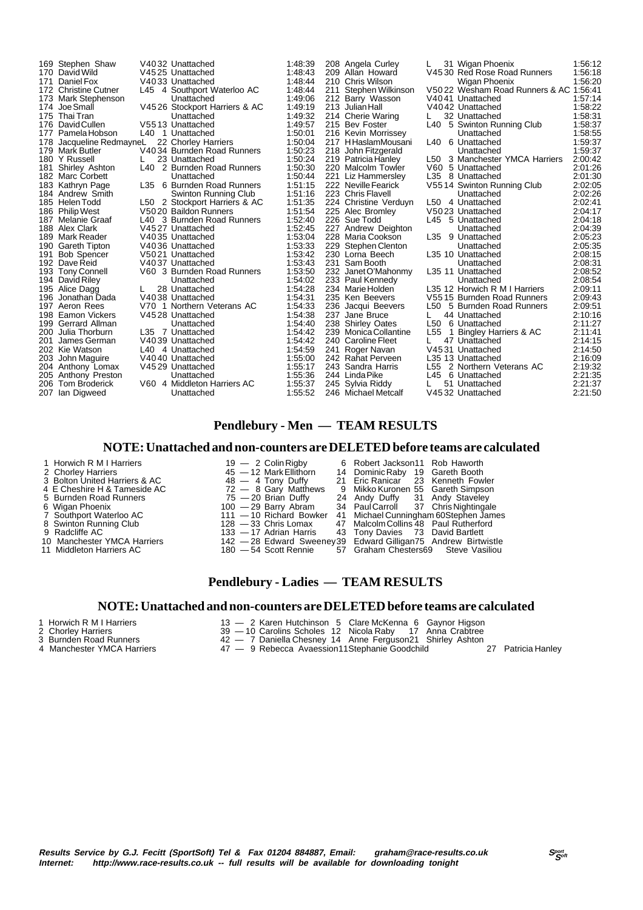| Pos | Name | Cat | Club | Time |
|---|---|---|---|---|
| 169 | Stephen Shaw | V40 32 | Unattached | 1:48:39 |
| 170 | David Wild | V45 25 | Unattached | 1:48:43 |
| 171 | Daniel Fox | V40 33 | Unattached | 1:48:44 |
| 172 | Christine Cutner | L45 4 | Southport Waterloo AC | 1:48:44 |
| 173 | Mark Stephenson | | Unattached | 1:49:06 |
| 174 | Joe Small | V45 26 | Stockport Harriers & AC | 1:49:19 |
| 175 | Thai Tran | | Unattached | 1:49:32 |
| 176 | David Cullen | V55 13 | Unattached | 1:49:57 |
| 177 | Pamela Hobson | L40 1 | Unattached | 1:50:01 |
| 178 | Jacqueline Redmayne | L 22 | Chorley Harriers | 1:50:04 |
| 179 | Mark Butler | V40 34 | Burnden Road Runners | 1:50:23 |
| 180 | Y Russell | L 23 | Unattached | 1:50:24 |
| 181 | Shirley Ashton | L40 2 | Burnden Road Runners | 1:50:30 |
| 182 | Marc Corbett | | Unattached | 1:50:44 |
| 183 | Kathryn Page | L35 6 | Burnden Road Runners | 1:51:15 |
| 184 | Andrew Smith | | Swinton Running Club | 1:51:16 |
| 185 | Helen Todd | L50 2 | Stockport Harriers & AC | 1:51:35 |
| 186 | Philip West | V50 20 | Baildon Runners | 1:51:54 |
| 187 | Melanie Graaf | L40 3 | Burnden Road Runners | 1:52:40 |
| 188 | Alex Clark | V45 27 | Unattached | 1:52:45 |
| 189 | Mark Reader | V40 35 | Unattached | 1:53:04 |
| 190 | Gareth Tipton | V40 36 | Unattached | 1:53:33 |
| 191 | Bob Spencer | V50 21 | Unattached | 1:53:42 |
| 192 | Dave Reid | V40 37 | Unattached | 1:53:43 |
| 193 | Tony Connell | V60 3 | Burnden Road Runners | 1:53:50 |
| 194 | David Riley | | Unattached | 1:54:02 |
| 195 | Alice Dagg | L 28 | Unattached | 1:54:28 |
| 196 | Jonathan Dada | V40 38 | Unattached | 1:54:31 |
| 197 | Aeron Rees | V70 1 | Northern Veterans AC | 1:54:33 |
| 198 | Eamon Vickers | V45 28 | Unattached | 1:54:38 |
| 199 | Gerrard Allman | | Unattached | 1:54:40 |
| 200 | Julia Thorburn | L35 7 | Unattached | 1:54:42 |
| 201 | James German | V40 39 | Unattached | 1:54:42 |
| 202 | Kie Watson | L40 4 | Unattached | 1:54:59 |
| 203 | John Maguire | V40 40 | Unattached | 1:55:00 |
| 204 | Anthony Lomax | V45 29 | Unattached | 1:55:17 |
| 205 | Anthony Preston | | Unattached | 1:55:36 |
| 206 | Tom Broderick | V60 4 | Middleton Harriers AC | 1:55:37 |
| 207 | Ian Digweed | | Unattached | 1:55:52 |
| 208 | Angela Curley | L 31 | Wigan Phoenix | 1:56:12 |
| 209 | Allan Howard | V45 30 | Red Rose Road Runners | 1:56:18 |
| 210 | Chris Wilson | | Wigan Phoenix | 1:56:20 |
| 211 | Stephen Wilkinson | V50 22 | Wesham Road Runners & AC | 1:56:41 |
| 212 | Barry Wasson | V40 41 | Unattached | 1:57:14 |
| 213 | Julian Hall | V40 42 | Unattached | 1:58:22 |
| 214 | Cherie Waring | L 32 | Unattached | 1:58:31 |
| 215 | Bev Foster | L40 5 | Swinton Running Club | 1:58:37 |
| 216 | Kevin Morrissey | | Unattached | 1:58:55 |
| 217 | H Haslam Mousani | L40 6 | Unattached | 1:59:37 |
| 218 | John Fitzgerald | | Unattached | 1:59:37 |
| 219 | Patricia Hanley | L50 3 | Manchester YMCA Harriers | 2:00:42 |
| 220 | Malcolm Towler | V60 5 | Unattached | 2:01:26 |
| 221 | Liz Hammersley | L35 8 | Unattached | 2:01:30 |
| 222 | Neville Fearick | V55 14 | Swinton Running Club | 2:02:05 |
| 223 | Chris Flavell | | Unattached | 2:02:26 |
| 224 | Christine Verduyn | L50 4 | Unattached | 2:02:41 |
| 225 | Alec Bromley | V50 23 | Unattached | 2:04:17 |
| 226 | Sue Todd | L45 5 | Unattached | 2:04:18 |
| 227 | Andrew Deighton | | Unattached | 2:04:39 |
| 228 | Maria Cookson | L35 9 | Unattached | 2:05:23 |
| 229 | Stephen Clenton | | Unattached | 2:05:35 |
| 230 | Lorna Beech | L35 10 | Unattached | 2:08:15 |
| 231 | Sam Booth | | Unattached | 2:08:31 |
| 232 | Janet O'Mahonmy | L35 11 | Unattached | 2:08:52 |
| 233 | Paul Kennedy | | Unattached | 2:08:54 |
| 234 | Marie Holden | L35 12 | Horwich R M I Harriers | 2:09:11 |
| 235 | Ken Beevers | V55 15 | Burnden Road Runners | 2:09:43 |
| 236 | Jacqui Beevers | L50 5 | Burnden Road Runners | 2:09:51 |
| 237 | Jane Bruce | L 44 | Unattached | 2:10:16 |
| 238 | Shirley Oates | L50 6 | Unattached | 2:11:27 |
| 239 | Monica Collantine | L55 1 | Bingley Harriers & AC | 2:11:41 |
| 240 | Caroline Fleet | L 47 | Unattached | 2:14:15 |
| 241 | Roger Navan | V45 31 | Unattached | 2:14:50 |
| 242 | Rahat Perveen | L35 13 | Unattached | 2:16:09 |
| 243 | Sandra Harris | L55 2 | Northern Veterans AC | 2:19:32 |
| 244 | Linda Pike | L45 6 | Unattached | 2:21:35 |
| 245 | Sylvia Riddy | L 51 | Unattached | 2:21:37 |
| 246 | Michael Metcalf | V45 32 | Unattached | 2:21:50 |

## Pendlebury - Men — TEAM RESULTS

### NOTE: Unattached and non-counters are DELETED before teams are calculated

| | | | | |
|---|---|---|---|---|
| 1 Horwich R M I Harriers | 19 — 2 Colin Rigby | 6 Robert Jackson | 11 Rob Haworth | |
| 2 Chorley Harriers | 45 — 12 Mark Ellithorn | 14 Dominic Raby | 19 Gareth Booth | |
| 3 Bolton United Harriers & AC | 48 — 4 Tony Duffy | 21 Eric Ranicar | 23 Kenneth Fowler | |
| 4 E Cheshire H & Tameside AC | 72 — 8 Gary Matthews | 9 Mikko Kuronen | 55 Gareth Simpson | |
| 5 Burnden Road Runners | 75 — 20 Brian Duffy | 24 Andy Duffy | 31 Andy Staveley | |
| 6 Wigan Phoenix | 100 — 29 Barry Abram | 34 Paul Carroll | 37 Chris Nightingale | |
| 7 Southport Waterloo AC | 111 — 10 Richard Bowker | 41 Michael Cunningham | 60 Stephen James | |
| 8 Swinton Running Club | 128 — 33 Chris Lomax | 47 Malcolm Collins | 48 Paul Rutherford | |
| 9 Radcliffe AC | 133 — 17 Adrian Harris | 43 Tony Davies | 73 David Bartlett | |
| 10 Manchester YMCA Harriers | 142 — 28 Edward Sweeney | 39 Edward Gilligan | 75 Andrew Birtwistle | |
| 11 Middleton Harriers AC | 180 — 54 Scott Rennie | 57 Graham Chesters | 69 Steve Vasiliou | |

## Pendlebury - Ladies — TEAM RESULTS

### NOTE: Unattached and non-counters are DELETED before teams are calculated

| | | | | |
|---|---|---|---|---|
| 1 Horwich R M I Harriers | 13 — 2 Karen Hutchinson | 5 Clare McKenna | 6 Gaynor Higson | |
| 2 Chorley Harriers | 39 — 10 Carolins Scholes | 12 Nicola Raby | 17 Anna Crabtree | |
| 3 Burnden Road Runners | 42 — 7 Daniella Chesney | 14 Anne Ferguson | 21 Shirley Ashton | |
| 4 Manchester YMCA Harriers | 47 — 9 Rebecca Avaession | 11 Stephanie Goodchild | 27 Patricia Hanley | |

***Results Service by G.J. Fecitt (SportSoft) Tel & Fax 01204 884887, Email: graham@race-results.co.uk***
***Internet: http://www.race-results.co.uk -- full results will be available for downloading tonight***